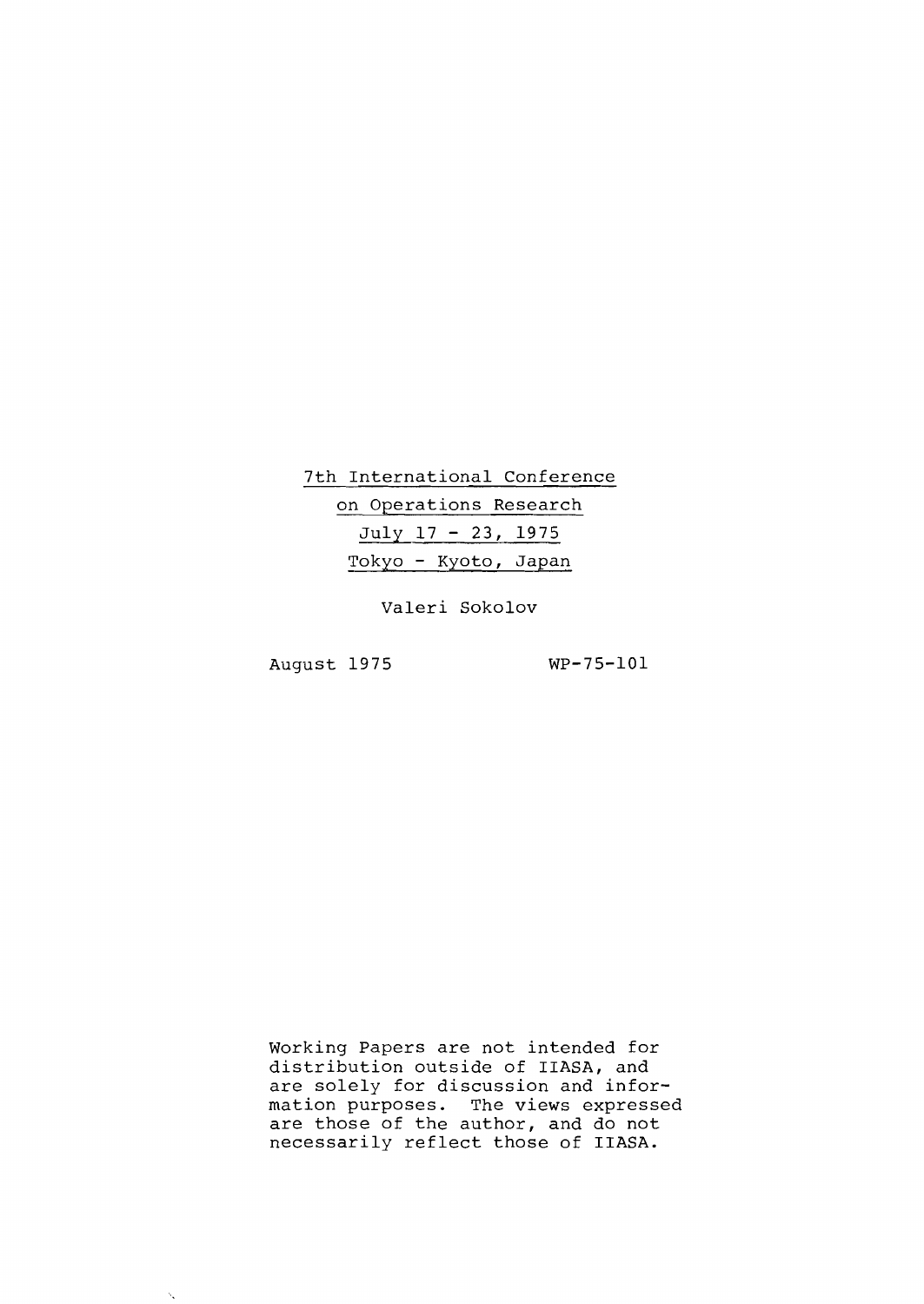7th International Conference
on Operations Research
July 17 - 23, 1975
Tokyo - Kyoto, Japan

Valeri Sokolov

August 1975 WP-75-101

Working Papers are not intended for distribution outside of IIASA, and are solely for discussion and information purposes. The views expressed are those of the author, and do not necessarily reflect those of IIASA.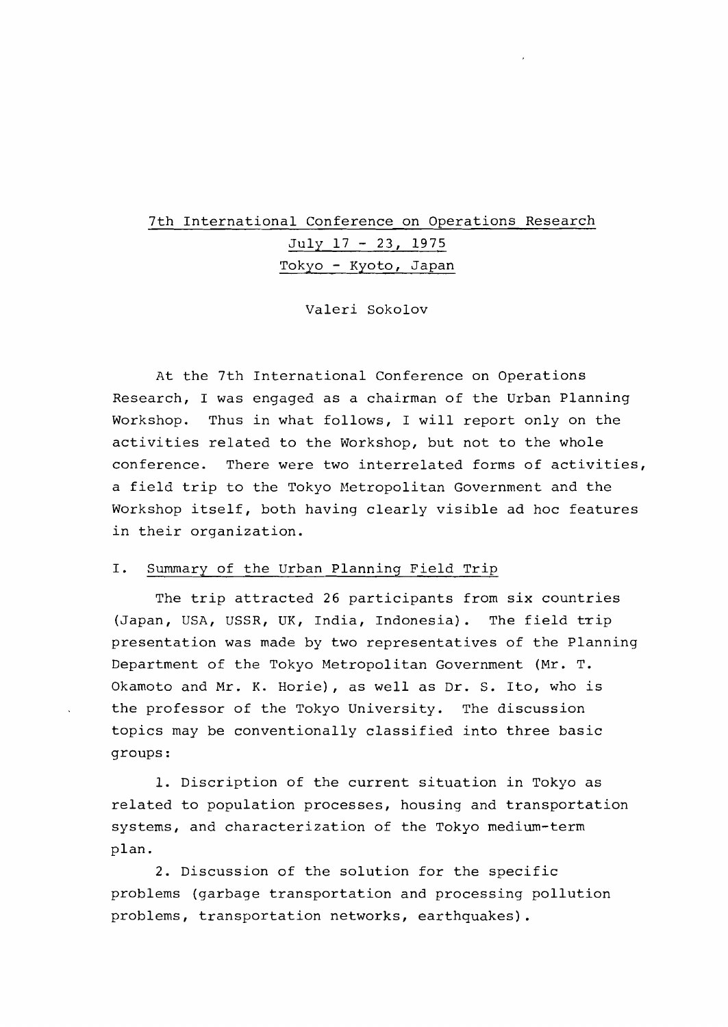# 7th International Conference on Operations Research

July 17 - 23, 1975

Tokyo - Kyoto, Japan

Valeri Sokolov

At the 7th International Conference on Operations Research, I was engaged as a chairman of the Urban Planning Workshop. Thus in what follows, I will report only on the activities related to the Workshop, but not to the whole conference. There were two interrelated forms of activities, a field trip to the Tokyo Metropolitan Government and the Workshop itself, both having clearly visible ad hoc features in their organization.

## I. Summary of the Urban Planning Field Trip

The trip attracted 26 participants from six countries (Japan, USA, USSR, UK, India, Indonesia). The field trip presentation was made by two representatives of the Planning Department of the Tokyo Metropolitan Government (Mr. T. Okamoto and Mr. K. Horie), as well as Dr. S. Ito, who is the professor of the Tokyo University. The discussion topics may be conventionally classified into three basic groups:

1. Discription of the current situation in Tokyo as related to population processes, housing and transportation systems, and characterization of the Tokyo medium-term plan.

2. Discussion of the solution for the specific problems (garbage transportation and processing pollution problems, transportation networks, earthquakes).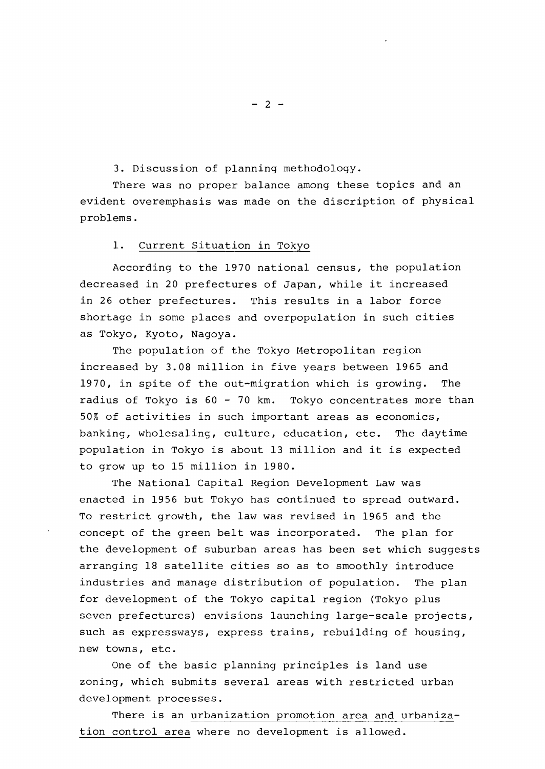3. Discussion of planning methodology.

There was no proper balance among these topics and an evident overemphasis was made on the discription of physical problems.

## 1. Current Situation in Tokyo

According to the 1970 national census, the population decreased in 20 prefectures of Japan, while it increased in 26 other prefectures. This results in a labor force shortage in some places and overpopulation in such cities as Tokyo, Kyoto, Nagoya.

The population of the Tokyo Metropolitan region increased by 3.08 million in five years between 1965 and 1970, in spite of the out-migration which is growing. The radius of Tokyo is 60 - 70 km. Tokyo concentrates more than 50% of activities in such important areas as economics, banking, wholesaling, culture, education, etc. The daytime population in Tokyo is about 13 million and it is expected to grow up to 15 million in 1980.

The National Capital Region Development Law was enacted in 1956 but Tokyo has continued to spread outward. To restrict growth, the law was revised in 1965 and the concept of the green belt was incorporated. The plan for the development of suburban areas has been set which suggests arranging 18 satellite cities so as to smoothly introduce industries and manage distribution of population. The plan for development of the Tokyo capital region (Tokyo plus seven prefectures) envisions launching large-scale projects, such as expressways, express trains, rebuilding of housing, new towns, etc.

One of the basic planning principles is land use zoning, which submits several areas with restricted urban development processes.

There is an urbanization promotion area and urbanization control area where no development is allowed.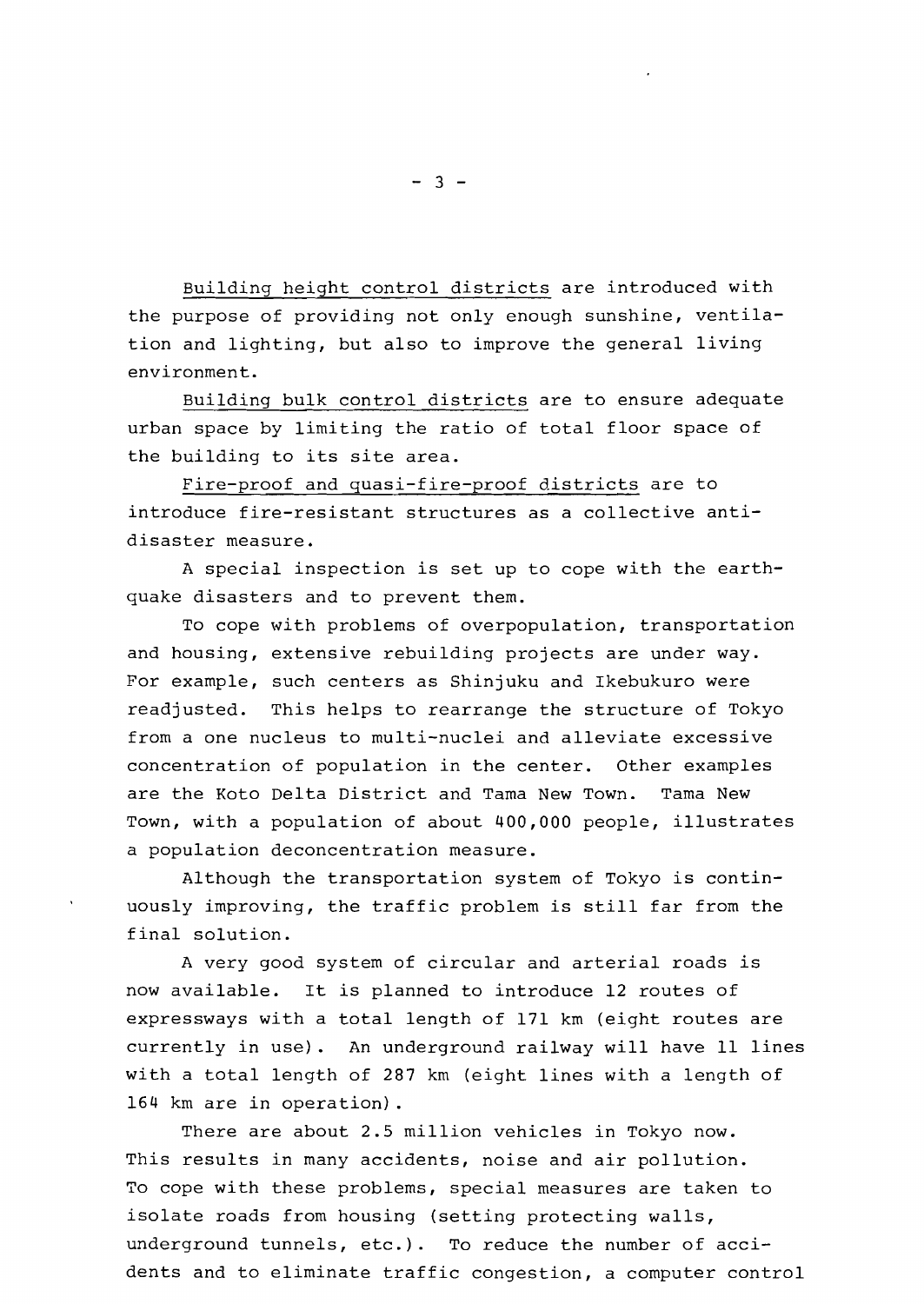Building height control districts are introduced with the purpose of providing not only enough sunshine, ventilation and lighting, but also to improve the general living environment.

Building bulk control districts are to ensure adequate urban space by limiting the ratio of total floor space of the building to its site area.

Fire-proof and quasi-fire-proof districts are to introduce fire-resistant structures as a collective anti-disaster measure.

A special inspection is set up to cope with the earthquake disasters and to prevent them.

To cope with problems of overpopulation, transportation and housing, extensive rebuilding projects are under way. For example, such centers as Shinjuku and Ikebukuro were readjusted. This helps to rearrange the structure of Tokyo from a one nucleus to multi-nuclei and alleviate excessive concentration of population in the center. Other examples are the Koto Delta District and Tama New Town. Tama New Town, with a population of about 400,000 people, illustrates a population deconcentration measure.

Although the transportation system of Tokyo is continuously improving, the traffic problem is still far from the final solution.

A very good system of circular and arterial roads is now available. It is planned to introduce 12 routes of expressways with a total length of 171 km (eight routes are currently in use). An underground railway will have 11 lines with a total length of 287 km (eight lines with a length of 164 km are in operation).

There are about 2.5 million vehicles in Tokyo now. This results in many accidents, noise and air pollution. To cope with these problems, special measures are taken to isolate roads from housing (setting protecting walls, underground tunnels, etc.). To reduce the number of accidents and to eliminate traffic congestion, a computer control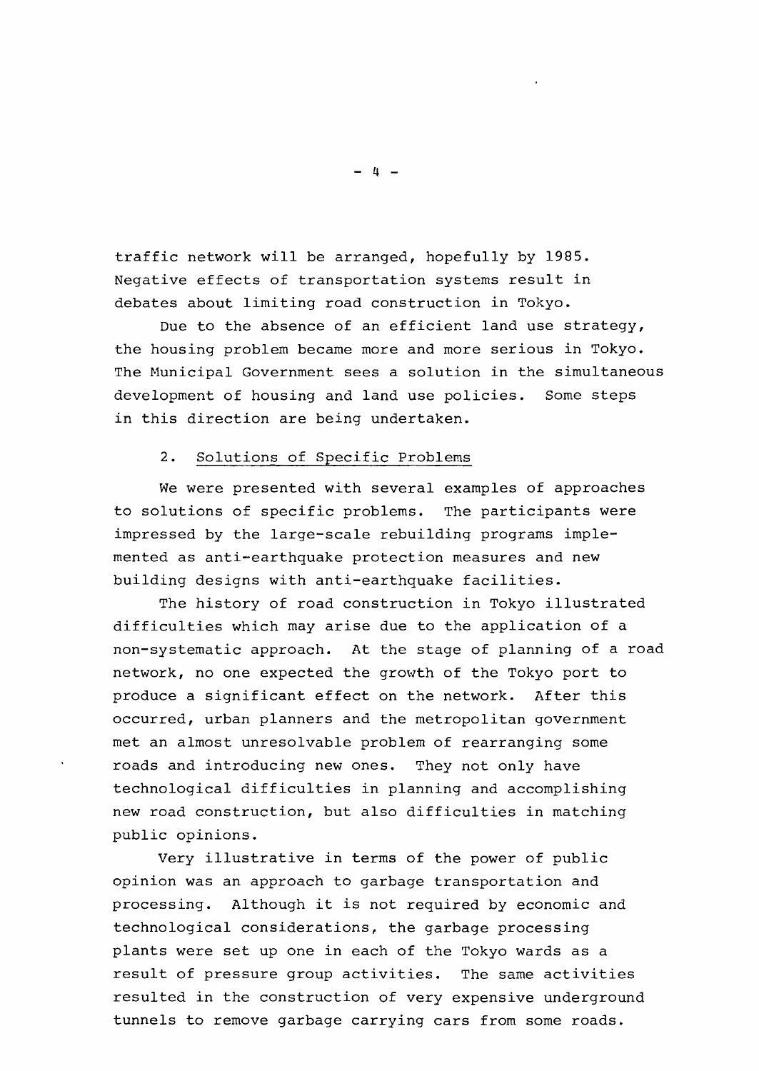traffic network will be arranged, hopefully by 1985. Negative effects of transportation systems result in debates about limiting road construction in Tokyo.

Due to the absence of an efficient land use strategy, the housing problem became more and more serious in Tokyo. The Municipal Government sees a solution in the simultaneous development of housing and land use policies. Some steps in this direction are being undertaken.

## 2. Solutions of Specific Problems

We were presented with several examples of approaches to solutions of specific problems. The participants were impressed by the large-scale rebuilding programs implemented as anti-earthquake protection measures and new building designs with anti-earthquake facilities.

The history of road construction in Tokyo illustrated difficulties which may arise due to the application of a non-systematic approach. At the stage of planning of a road network, no one expected the growth of the Tokyo port to produce a significant effect on the network. After this occurred, urban planners and the metropolitan government met an almost unresolvable problem of rearranging some roads and introducing new ones. They not only have technological difficulties in planning and accomplishing new road construction, but also difficulties in matching public opinions.

Very illustrative in terms of the power of public opinion was an approach to garbage transportation and processing. Although it is not required by economic and technological considerations, the garbage processing plants were set up one in each of the Tokyo wards as a result of pressure group activities. The same activities resulted in the construction of very expensive underground tunnels to remove garbage carrying cars from some roads.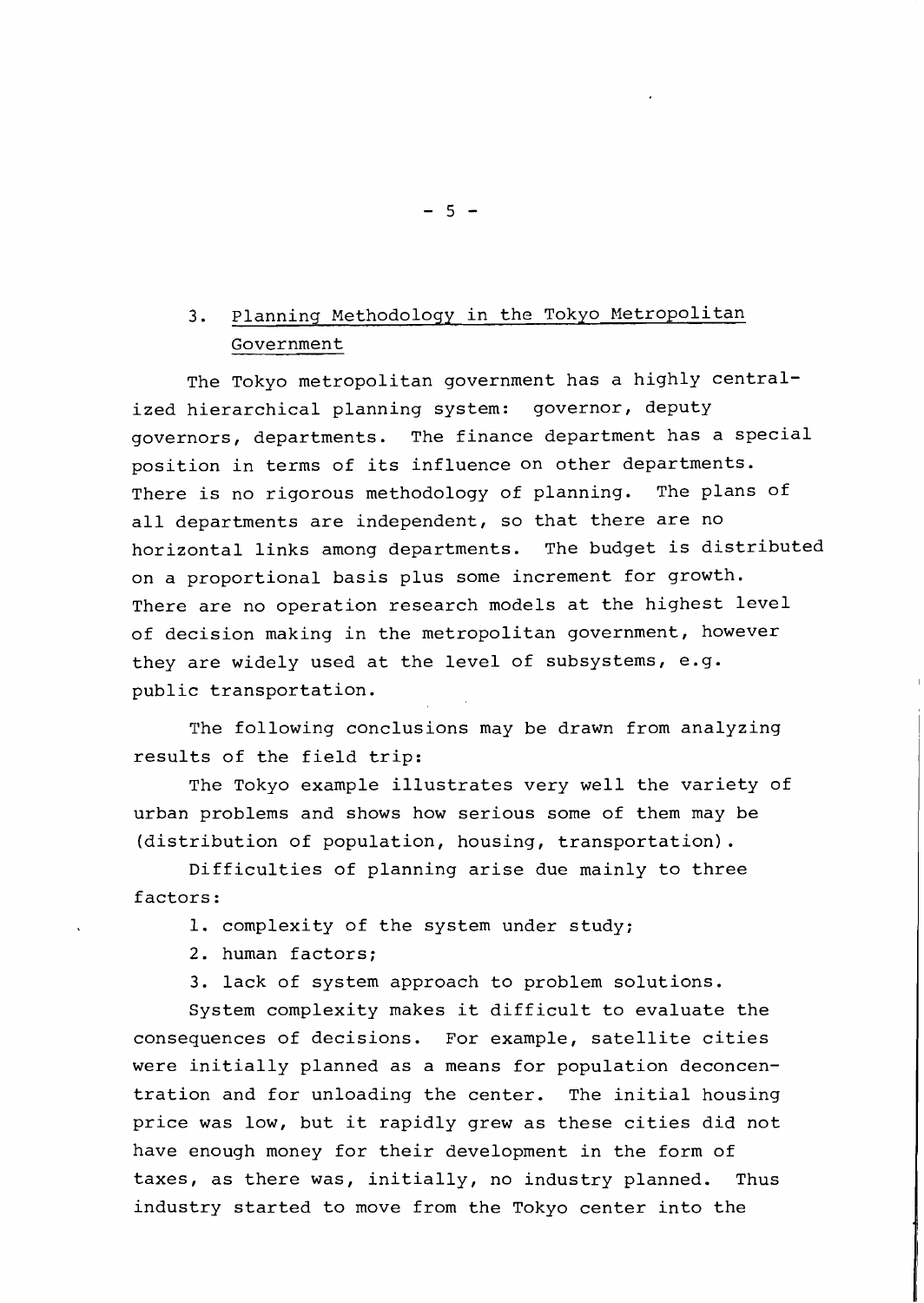## 3. Planning Methodology in the Tokyo Metropolitan Government

The Tokyo metropolitan government has a highly centralized hierarchical planning system: governor, deputy governors, departments. The finance department has a special position in terms of its influence on other departments. There is no rigorous methodology of planning. The plans of all departments are independent, so that there are no horizontal links among departments. The budget is distributed on a proportional basis plus some increment for growth. There are no operation research models at the highest level of decision making in the metropolitan government, however they are widely used at the level of subsystems, e.g. public transportation.

The following conclusions may be drawn from analyzing results of the field trip:

The Tokyo example illustrates very well the variety of urban problems and shows how serious some of them may be (distribution of population, housing, transportation).

Difficulties of planning arise due mainly to three factors:

1. complexity of the system under study;
2. human factors;
3. lack of system approach to problem solutions.

System complexity makes it difficult to evaluate the consequences of decisions. For example, satellite cities were initially planned as a means for population deconcentration and for unloading the center. The initial housing price was low, but it rapidly grew as these cities did not have enough money for their development in the form of taxes, as there was, initially, no industry planned. Thus industry started to move from the Tokyo center into the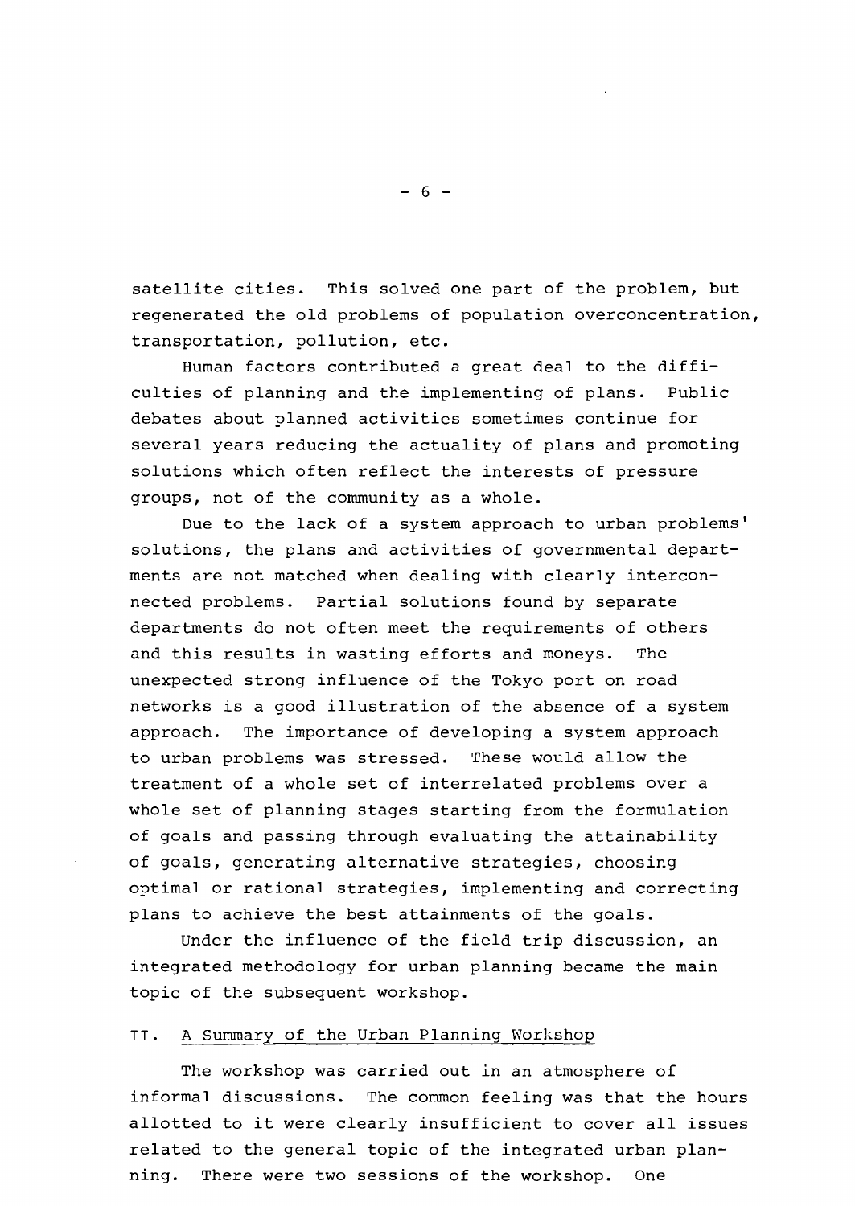satellite cities. This solved one part of the problem, but regenerated the old problems of population overconcentration, transportation, pollution, etc.

Human factors contributed a great deal to the difficulties of planning and the implementing of plans. Public debates about planned activities sometimes continue for several years reducing the actuality of plans and promoting solutions which often reflect the interests of pressure groups, not of the community as a whole.

Due to the lack of a system approach to urban problems' solutions, the plans and activities of governmental departments are not matched when dealing with clearly interconnected problems. Partial solutions found by separate departments do not often meet the requirements of others and this results in wasting efforts and moneys. The unexpected strong influence of the Tokyo port on road networks is a good illustration of the absence of a system approach. The importance of developing a system approach to urban problems was stressed. These would allow the treatment of a whole set of interrelated problems over a whole set of planning stages starting from the formulation of goals and passing through evaluating the attainability of goals, generating alternative strategies, choosing optimal or rational strategies, implementing and correcting plans to achieve the best attainments of the goals.

Under the influence of the field trip discussion, an integrated methodology for urban planning became the main topic of the subsequent workshop.

## II. A Summary of the Urban Planning Workshop

The workshop was carried out in an atmosphere of informal discussions. The common feeling was that the hours allotted to it were clearly insufficient to cover all issues related to the general topic of the integrated urban planning. There were two sessions of the workshop. One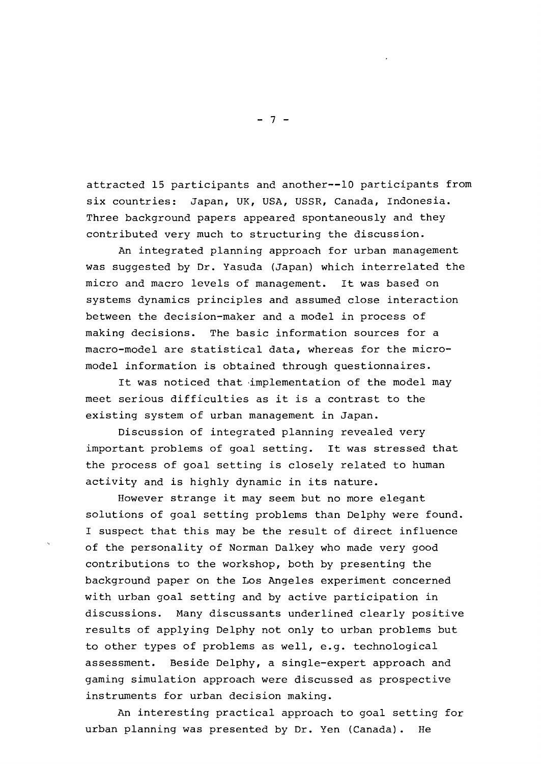attracted 15 participants and another--10 participants from six countries: Japan, UK, USA, USSR, Canada, Indonesia. Three background papers appeared spontaneously and they contributed very much to structuring the discussion.

An integrated planning approach for urban management was suggested by Dr. Yasuda (Japan) which interrelated the micro and macro levels of management. It was based on systems dynamics principles and assumed close interaction between the decision-maker and a model in process of making decisions. The basic information sources for a macro-model are statistical data, whereas for the micro-model information is obtained through questionnaires.

It was noticed that implementation of the model may meet serious difficulties as it is a contrast to the existing system of urban management in Japan.

Discussion of integrated planning revealed very important problems of goal setting. It was stressed that the process of goal setting is closely related to human activity and is highly dynamic in its nature.

However strange it may seem but no more elegant solutions of goal setting problems than Delphy were found. I suspect that this may be the result of direct influence of the personality of Norman Dalkey who made very good contributions to the workshop, both by presenting the background paper on the Los Angeles experiment concerned with urban goal setting and by active participation in discussions. Many discussants underlined clearly positive results of applying Delphy not only to urban problems but to other types of problems as well, e.g. technological assessment. Beside Delphy, a single-expert approach and gaming simulation approach were discussed as prospective instruments for urban decision making.

An interesting practical approach to goal setting for urban planning was presented by Dr. Yen (Canada). He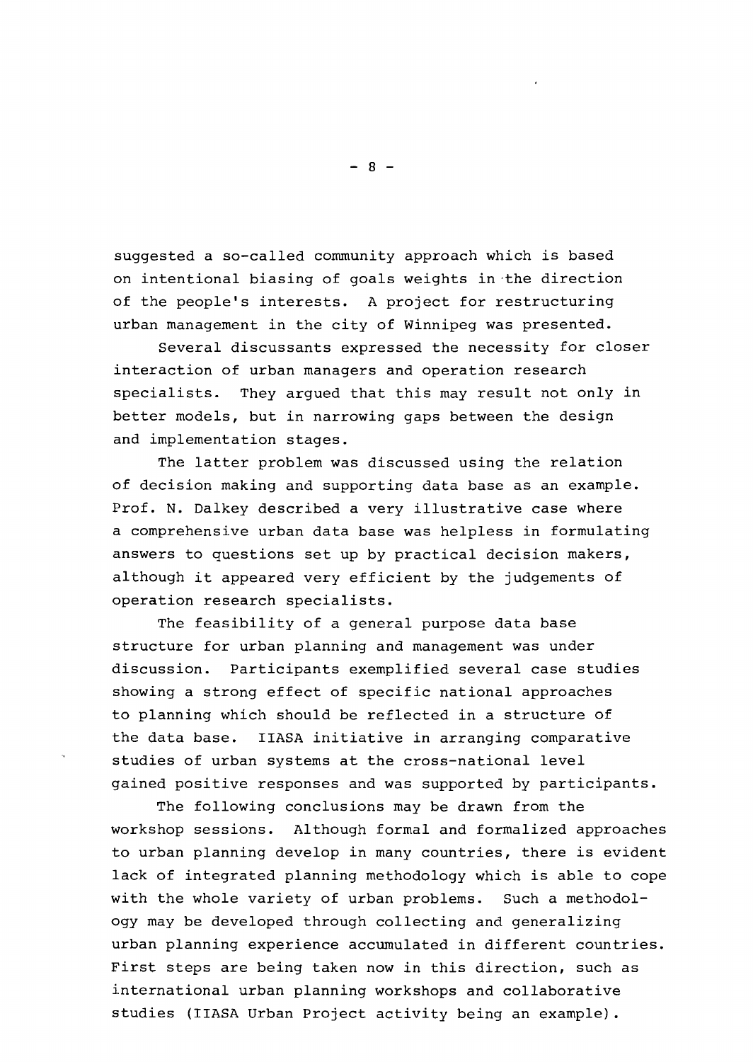suggested a so-called community approach which is based on intentional biasing of goals weights in the direction of the people's interests. A project for restructuring urban management in the city of Winnipeg was presented.

Several discussants expressed the necessity for closer interaction of urban managers and operation research specialists. They argued that this may result not only in better models, but in narrowing gaps between the design and implementation stages.

The latter problem was discussed using the relation of decision making and supporting data base as an example. Prof. N. Dalkey described a very illustrative case where a comprehensive urban data base was helpless in formulating answers to questions set up by practical decision makers, although it appeared very efficient by the judgements of operation research specialists.

The feasibility of a general purpose data base structure for urban planning and management was under discussion. Participants exemplified several case studies showing a strong effect of specific national approaches to planning which should be reflected in a structure of the data base. IIASA initiative in arranging comparative studies of urban systems at the cross-national level gained positive responses and was supported by participants.

The following conclusions may be drawn from the workshop sessions. Although formal and formalized approaches to urban planning develop in many countries, there is evident lack of integrated planning methodology which is able to cope with the whole variety of urban problems. Such a methodology may be developed through collecting and generalizing urban planning experience accumulated in different countries. First steps are being taken now in this direction, such as international urban planning workshops and collaborative studies (IIASA Urban Project activity being an example).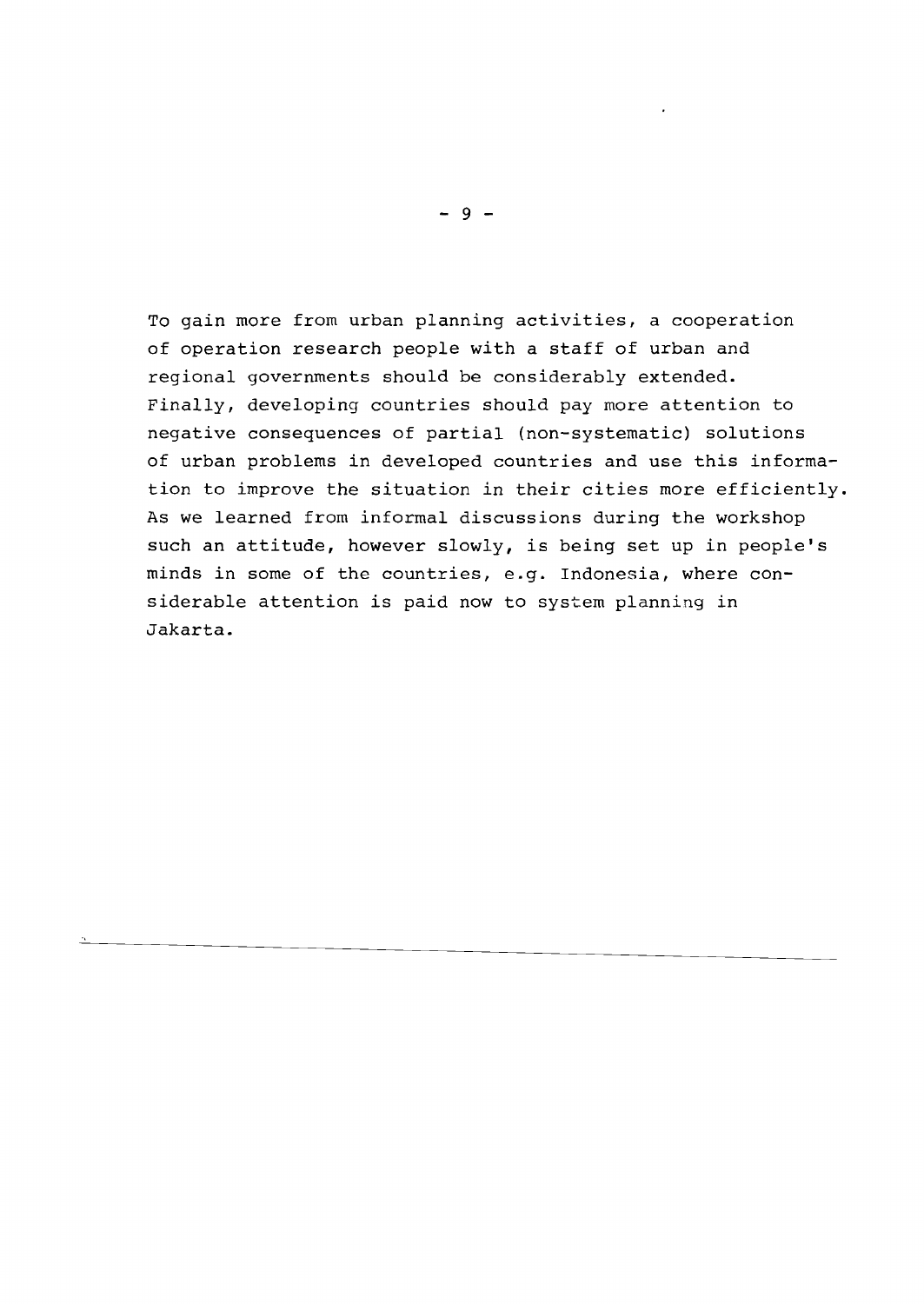To gain more from urban planning activities, a cooperation of operation research people with a staff of urban and regional governments should be considerably extended. Finally, developing countries should pay more attention to negative consequences of partial (non-systematic) solutions of urban problems in developed countries and use this information to improve the situation in their cities more efficiently. As we learned from informal discussions during the workshop such an attitude, however slowly, is being set up in people's minds in some of the countries, e.g. Indonesia, where considerable attention is paid now to system planning in Jakarta.